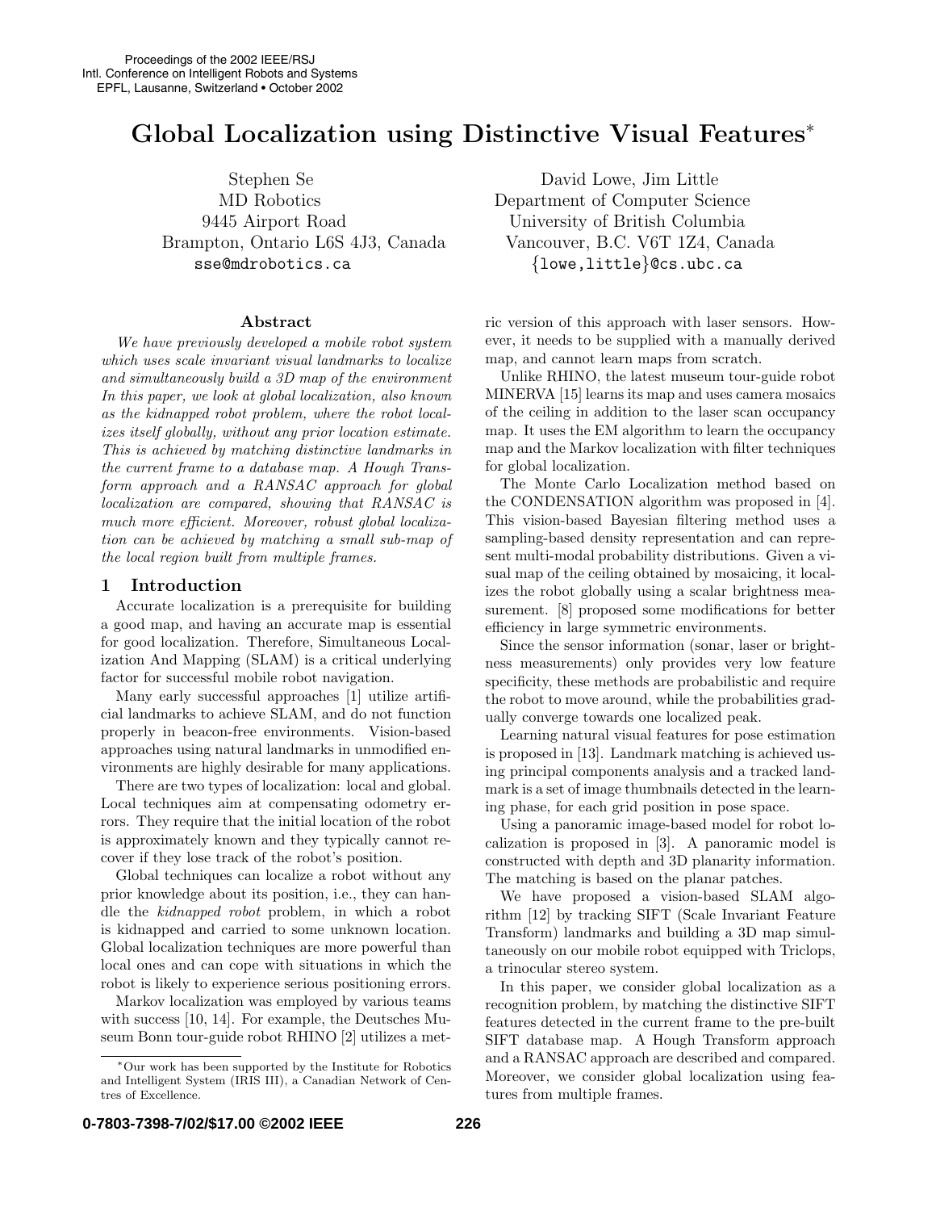# Global Localization using Distinctive Visual Features*

Stephen Se
MD Robotics
9445 Airport Road
Brampton, Ontario L6S 4J3, Canada
sse@mdrobotics.ca

David Lowe, Jim Little
Department of Computer Science
University of British Columbia
Vancouver, B.C. V6T 1Z4, Canada
{lowe,little}@cs.ubc.ca

### Abstract

*We have previously developed a mobile robot system which uses scale invariant visual landmarks to localize and simultaneously build a 3D map of the environment In this paper, we look at global localization, also known as the kidnapped robot problem, where the robot localizes itself globally, without any prior location estimate. This is achieved by matching distinctive landmarks in the current frame to a database map. A Hough Transform approach and a RANSAC approach for global localization are compared, showing that RANSAC is much more efficient. Moreover, robust global localization can be achieved by matching a small sub-map of the local region built from multiple frames.*

## 1 Introduction

Accurate localization is a prerequisite for building a good map, and having an accurate map is essential for good localization. Therefore, Simultaneous Localization And Mapping (SLAM) is a critical underlying factor for successful mobile robot navigation.

Many early successful approaches [1] utilize artificial landmarks to achieve SLAM, and do not function properly in beacon-free environments. Vision-based approaches using natural landmarks in unmodified environments are highly desirable for many applications.

There are two types of localization: local and global. Local techniques aim at compensating odometry errors. They require that the initial location of the robot is approximately known and they typically cannot recover if they lose track of the robot's position.

Global techniques can localize a robot without any prior knowledge about its position, i.e., they can handle the *kidnapped robot* problem, in which a robot is kidnapped and carried to some unknown location. Global localization techniques are more powerful than local ones and can cope with situations in which the robot is likely to experience serious positioning errors.

Markov localization was employed by various teams with success [10, 14]. For example, the Deutsches Museum Bonn tour-guide robot RHINO [2] utilizes a metric version of this approach with laser sensors. However, it needs to be supplied with a manually derived map, and cannot learn maps from scratch.

Unlike RHINO, the latest museum tour-guide robot MINERVA [15] learns its map and uses camera mosaics of the ceiling in addition to the laser scan occupancy map. It uses the EM algorithm to learn the occupancy map and the Markov localization with filter techniques for global localization.

The Monte Carlo Localization method based on the CONDENSATION algorithm was proposed in [4]. This vision-based Bayesian filtering method uses a sampling-based density representation and can represent multi-modal probability distributions. Given a visual map of the ceiling obtained by mosaicing, it localizes the robot globally using a scalar brightness measurement. [8] proposed some modifications for better efficiency in large symmetric environments.

Since the sensor information (sonar, laser or brightness measurements) only provides very low feature specificity, these methods are probabilistic and require the robot to move around, while the probabilities gradually converge towards one localized peak.

Learning natural visual features for pose estimation is proposed in [13]. Landmark matching is achieved using principal components analysis and a tracked landmark is a set of image thumbnails detected in the learning phase, for each grid position in pose space.

Using a panoramic image-based model for robot localization is proposed in [3]. A panoramic model is constructed with depth and 3D planarity information. The matching is based on the planar patches.

We have proposed a vision-based SLAM algorithm [12] by tracking SIFT (Scale Invariant Feature Transform) landmarks and building a 3D map simultaneously on our mobile robot equipped with Triclops, a trinocular stereo system.

In this paper, we consider global localization as a recognition problem, by matching the distinctive SIFT features detected in the current frame to the pre-built SIFT database map. A Hough Transform approach and a RANSAC approach are described and compared. Moreover, we consider global localization using features from multiple frames.

*Our work has been supported by the Institute for Robotics and Intelligent System (IRIS III), a Canadian Network of Centres of Excellence.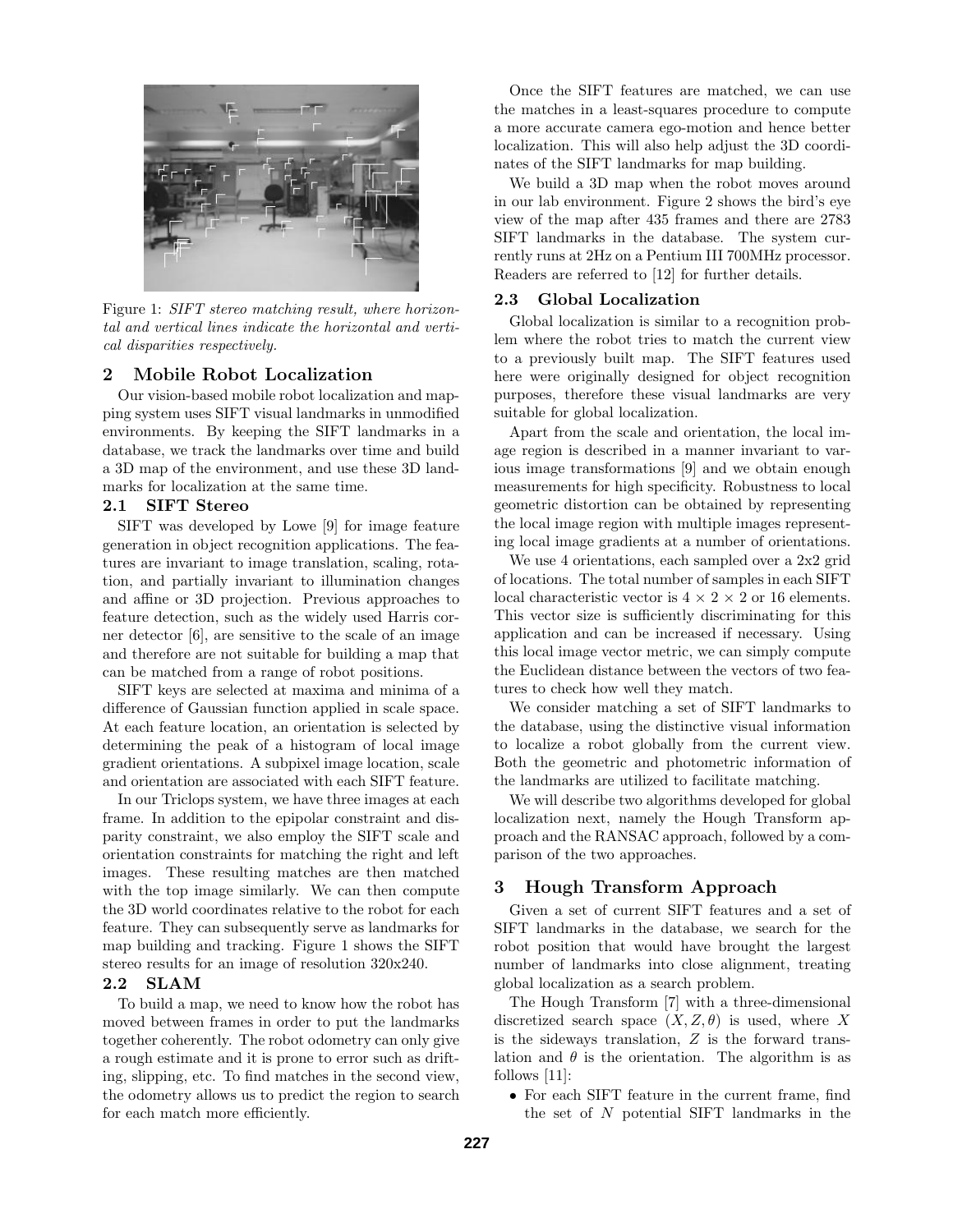Figure 1: *SIFT stereo matching result, where horizontal and vertical lines indicate the horizontal and vertical disparities respectively.*

## 2 Mobile Robot Localization

Our vision-based mobile robot localization and mapping system uses SIFT visual landmarks in unmodified environments. By keeping the SIFT landmarks in a database, we track the landmarks over time and build a 3D map of the environment, and use these 3D landmarks for localization at the same time.

### 2.1 SIFT Stereo

SIFT was developed by Lowe [9] for image feature generation in object recognition applications. The features are invariant to image translation, scaling, rotation, and partially invariant to illumination changes and affine or 3D projection. Previous approaches to feature detection, such as the widely used Harris corner detector [6], are sensitive to the scale of an image and therefore are not suitable for building a map that can be matched from a range of robot positions.

SIFT keys are selected at maxima and minima of a difference of Gaussian function applied in scale space. At each feature location, an orientation is selected by determining the peak of a histogram of local image gradient orientations. A subpixel image location, scale and orientation are associated with each SIFT feature.

In our Triclops system, we have three images at each frame. In addition to the epipolar constraint and disparity constraint, we also employ the SIFT scale and orientation constraints for matching the right and left images. These resulting matches are then matched with the top image similarly. We can then compute the 3D world coordinates relative to the robot for each feature. They can subsequently serve as landmarks for map building and tracking. Figure 1 shows the SIFT stereo results for an image of resolution 320x240.

### 2.2 SLAM

To build a map, we need to know how the robot has moved between frames in order to put the landmarks together coherently. The robot odometry can only give a rough estimate and it is prone to error such as drifting, slipping, etc. To find matches in the second view, the odometry allows us to predict the region to search for each match more efficiently.

Once the SIFT features are matched, we can use the matches in a least-squares procedure to compute a more accurate camera ego-motion and hence better localization. This will also help adjust the 3D coordinates of the SIFT landmarks for map building.

We build a 3D map when the robot moves around in our lab environment. Figure 2 shows the bird's eye view of the map after 435 frames and there are 2783 SIFT landmarks in the database. The system currently runs at 2Hz on a Pentium III 700MHz processor. Readers are referred to [12] for further details.

### 2.3 Global Localization

Global localization is similar to a recognition problem where the robot tries to match the current view to a previously built map. The SIFT features used here were originally designed for object recognition purposes, therefore these visual landmarks are very suitable for global localization.

Apart from the scale and orientation, the local image region is described in a manner invariant to various image transformations [9] and we obtain enough measurements for high specificity. Robustness to local geometric distortion can be obtained by representing the local image region with multiple images representing local image gradients at a number of orientations.

We use 4 orientations, each sampled over a 2x2 grid of locations. The total number of samples in each SIFT local characteristic vector is $4 \times 2 \times 2$ or 16 elements. This vector size is sufficiently discriminating for this application and can be increased if necessary. Using this local image vector metric, we can simply compute the Euclidean distance between the vectors of two features to check how well they match.

We consider matching a set of SIFT landmarks to the database, using the distinctive visual information to localize a robot globally from the current view. Both the geometric and photometric information of the landmarks are utilized to facilitate matching.

We will describe two algorithms developed for global localization next, namely the Hough Transform approach and the RANSAC approach, followed by a comparison of the two approaches.

## 3 Hough Transform Approach

Given a set of current SIFT features and a set of SIFT landmarks in the database, we search for the robot position that would have brought the largest number of landmarks into close alignment, treating global localization as a search problem.

The Hough Transform [7] with a three-dimensional discretized search space $(X, Z, \theta)$ is used, where $X$ is the sideways translation, $Z$ is the forward translation and $\theta$ is the orientation. The algorithm is as follows [11]:

- For each SIFT feature in the current frame, find the set of $N$ potential SIFT landmarks in the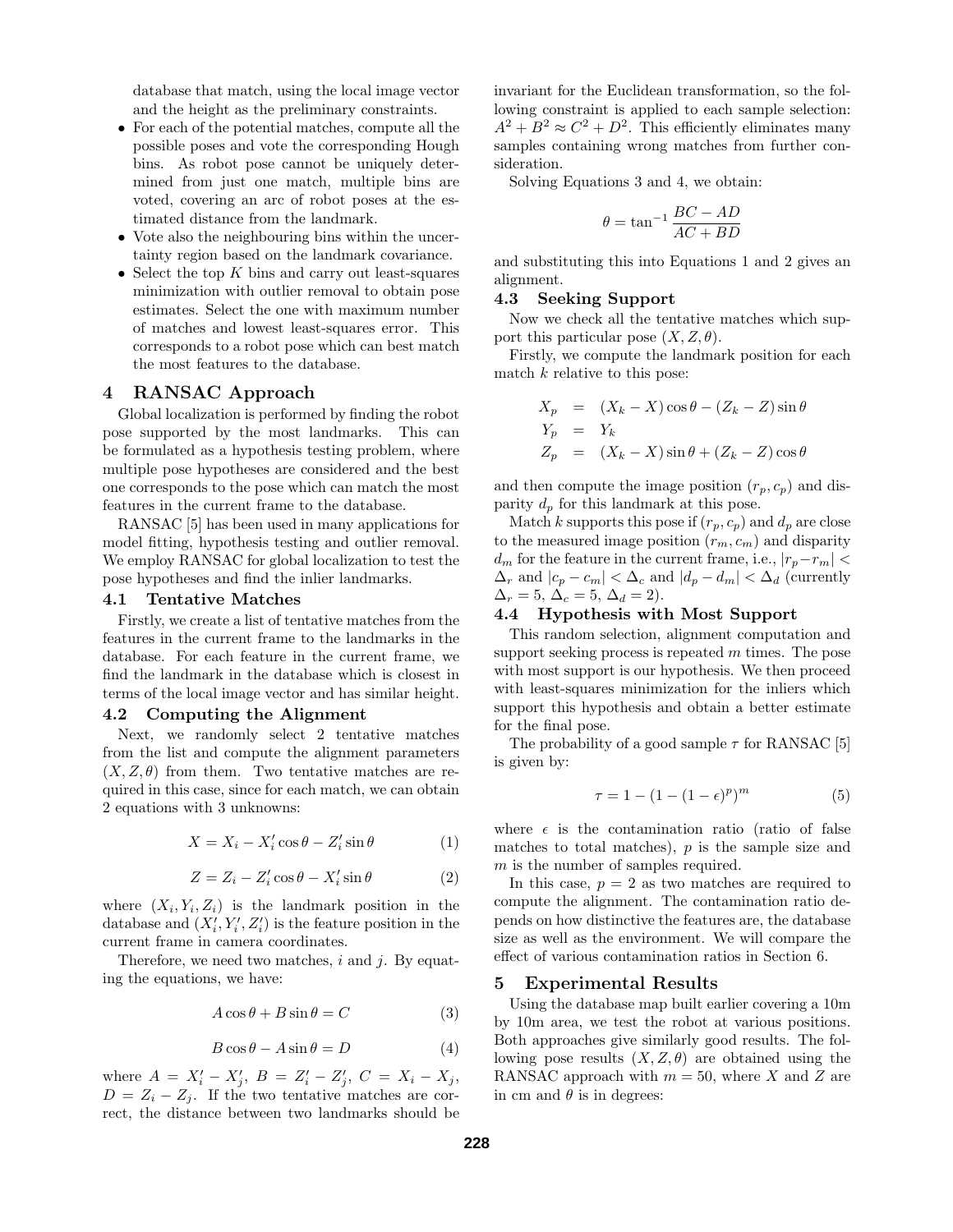database that match, using the local image vector and the height as the preliminary constraints.

- For each of the potential matches, compute all the possible poses and vote the corresponding Hough bins. As robot pose cannot be uniquely determined from just one match, multiple bins are voted, covering an arc of robot poses at the estimated distance from the landmark.
- Vote also the neighbouring bins within the uncertainty region based on the landmark covariance.
- Select the top $K$ bins and carry out least-squares minimization with outlier removal to obtain pose estimates. Select the one with maximum number of matches and lowest least-squares error. This corresponds to a robot pose which can best match the most features to the database.

# 4 RANSAC Approach

Global localization is performed by finding the robot pose supported by the most landmarks. This can be formulated as a hypothesis testing problem, where multiple pose hypotheses are considered and the best one corresponds to the pose which can match the most features in the current frame to the database.

RANSAC [5] has been used in many applications for model fitting, hypothesis testing and outlier removal. We employ RANSAC for global localization to test the pose hypotheses and find the inlier landmarks.

## 4.1 Tentative Matches

Firstly, we create a list of tentative matches from the features in the current frame to the landmarks in the database. For each feature in the current frame, we find the landmark in the database which is closest in terms of the local image vector and has similar height.

## 4.2 Computing the Alignment

Next, we randomly select 2 tentative matches from the list and compute the alignment parameters $(X, Z, \theta)$ from them. Two tentative matches are required in this case, since for each match, we can obtain 2 equations with 3 unknowns:

$$X = X_i - X_i' \cos\theta - Z_i' \sin\theta \tag{1}$$

$$Z = Z_i - Z_i' \cos\theta - X_i' \sin\theta \tag{2}$$

where $(X_i, Y_i, Z_i)$ is the landmark position in the database and $(X_i', Y_i', Z_i')$ is the feature position in the current frame in camera coordinates.

Therefore, we need two matches, $i$ and $j$. By equating the equations, we have:

$$A\cos\theta + B\sin\theta = C \tag{3}$$

$$B\cos\theta - A\sin\theta = D \tag{4}$$

where $A = X_i' - X_j'$, $B = Z_i' - Z_j'$, $C = X_i - X_j$, $D = Z_i - Z_j$. If the two tentative matches are correct, the distance between two landmarks should be invariant for the Euclidean transformation, so the following constraint is applied to each sample selection: $A^2 + B^2 \approx C^2 + D^2$. This efficiently eliminates many samples containing wrong matches from further consideration.

Solving Equations 3 and 4, we obtain:

$$\theta = \tan^{-1} \frac{BC - AD}{AC + BD}$$

and substituting this into Equations 1 and 2 gives an alignment.

## 4.3 Seeking Support

Now we check all the tentative matches which support this particular pose $(X, Z, \theta)$.

Firstly, we compute the landmark position for each match $k$ relative to this pose:

$$\begin{aligned} X_p &= (X_k - X)\cos\theta - (Z_k - Z)\sin\theta \\ Y_p &= Y_k \\ Z_p &= (X_k - X)\sin\theta + (Z_k - Z)\cos\theta \end{aligned}$$

and then compute the image position $(r_p, c_p)$ and disparity $d_p$ for this landmark at this pose.

Match $k$ supports this pose if $(r_p, c_p)$ and $d_p$ are close to the measured image position $(r_m, c_m)$ and disparity $d_m$ for the feature in the current frame, i.e., $|r_p - r_m| < \Delta_r$ and $|c_p - c_m| < \Delta_c$ and $|d_p - d_m| < \Delta_d$ (currently $\Delta_r = 5$, $\Delta_c = 5$, $\Delta_d = 2$).

## 4.4 Hypothesis with Most Support

This random selection, alignment computation and support seeking process is repeated $m$ times. The pose with most support is our hypothesis. We then proceed with least-squares minimization for the inliers which support this hypothesis and obtain a better estimate for the final pose.

The probability of a good sample $\tau$ for RANSAC [5] is given by:

$$\tau = 1 - (1 - (1 - \epsilon)^p)^m \tag{5}$$

where $\epsilon$ is the contamination ratio (ratio of false matches to total matches), $p$ is the sample size and $m$ is the number of samples required.

In this case, $p = 2$ as two matches are required to compute the alignment. The contamination ratio depends on how distinctive the features are, the database size as well as the environment. We will compare the effect of various contamination ratios in Section 6.

# 5 Experimental Results

Using the database map built earlier covering a 10m by 10m area, we test the robot at various positions. Both approaches give similarly good results. The following pose results $(X, Z, \theta)$ are obtained using the RANSAC approach with $m = 50$, where $X$ and $Z$ are in cm and $\theta$ is in degrees: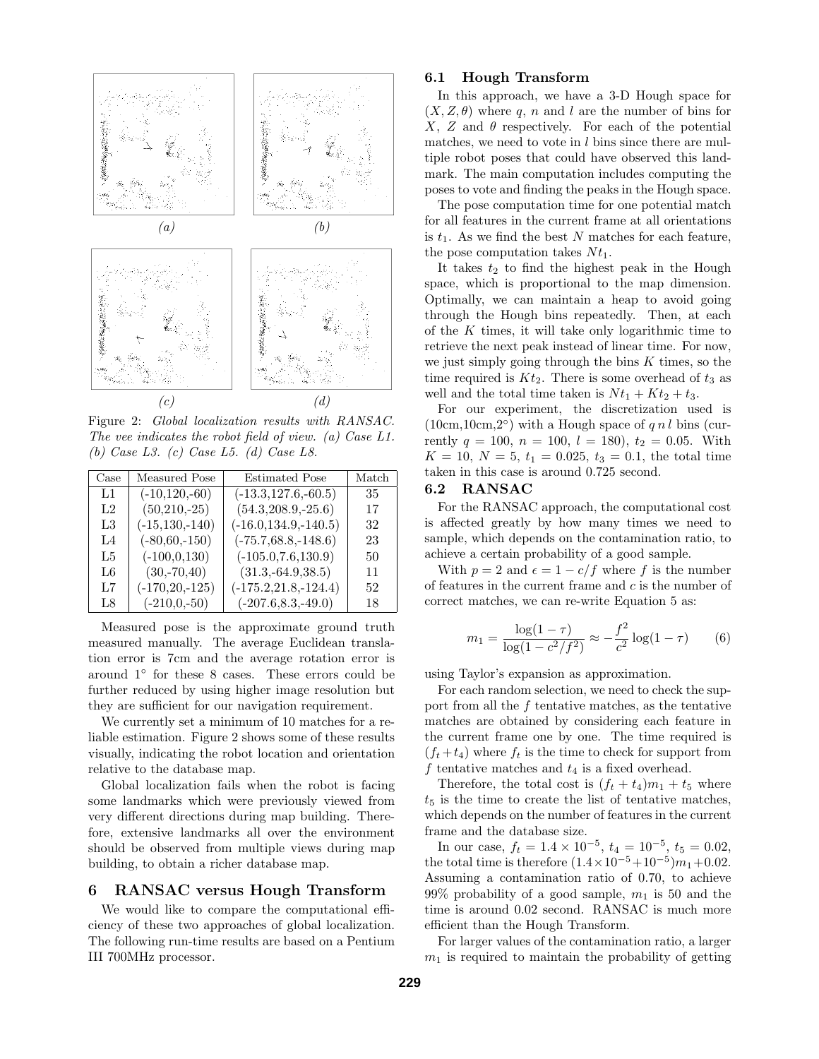Figure 2: *Global localization results with RANSAC. The vee indicates the robot field of view. (a) Case L1. (b) Case L3. (c) Case L5. (d) Case L8.*

| Case | Measured Pose | Estimated Pose | Match |
|---|---|---|---|
| L1 | (-10,120,-60) | (-13.3,127.6,-60.5) | 35 |
| L2 | (50,210,-25) | (54.3,208.9,-25.6) | 17 |
| L3 | (-15,130,-140) | (-16.0,134.9,-140.5) | 32 |
| L4 | (-80,60,-150) | (-75.7,68.8,-148.6) | 23 |
| L5 | (-100,0,130) | (-105.0,7.6,130.9) | 50 |
| L6 | (30,-70,40) | (31.3,-64.9,38.5) | 11 |
| L7 | (-170,20,-125) | (-175.2,21.8,-124.4) | 52 |
| L8 | (-210,0,-50) | (-207.6,8.3,-49.0) | 18 |

Measured pose is the approximate ground truth measured manually. The average Euclidean translation error is 7cm and the average rotation error is around $1^\circ$ for these 8 cases. These errors could be further reduced by using higher image resolution but they are sufficient for our navigation requirement.

We currently set a minimum of 10 matches for a reliable estimation. Figure 2 shows some of these results visually, indicating the robot location and orientation relative to the database map.

Global localization fails when the robot is facing some landmarks which were previously viewed from very different directions during map building. Therefore, extensive landmarks all over the environment should be observed from multiple views during map building, to obtain a richer database map.

## 6 RANSAC versus Hough Transform

We would like to compare the computational efficiency of these two approaches of global localization. The following run-time results are based on a Pentium III 700MHz processor.

### 6.1 Hough Transform

In this approach, we have a 3-D Hough space for $(X, Z, \theta)$ where $q$, $n$ and $l$ are the number of bins for $X$, $Z$ and $\theta$ respectively. For each of the potential matches, we need to vote in $l$ bins since there are multiple robot poses that could have observed this landmark. The main computation includes computing the poses to vote and finding the peaks in the Hough space.

The pose computation time for one potential match for all features in the current frame at all orientations is $t_1$. As we find the best $N$ matches for each feature, the pose computation takes $Nt_1$.

It takes $t_2$ to find the highest peak in the Hough space, which is proportional to the map dimension. Optimally, we can maintain a heap to avoid going through the Hough bins repeatedly. Then, at each of the $K$ times, it will take only logarithmic time to retrieve the next peak instead of linear time. For now, we just simply going through the bins $K$ times, so the time required is $Kt_2$. There is some overhead of $t_3$ as well and the total time taken is $Nt_1 + Kt_2 + t_3$.

For our experiment, the discretization used is (10cm,10cm,$2^\circ$) with a Hough space of $q\,n\,l$ bins (currently $q = 100$, $n = 100$, $l = 180$), $t_2 = 0.05$. With $K = 10$, $N = 5$, $t_1 = 0.025$, $t_3 = 0.1$, the total time taken in this case is around 0.725 second.

### 6.2 RANSAC

For the RANSAC approach, the computational cost is affected greatly by how many times we need to sample, which depends on the contamination ratio, to achieve a certain probability of a good sample.

With $p = 2$ and $\epsilon = 1 - c/f$ where $f$ is the number of features in the current frame and $c$ is the number of correct matches, we can re-write Equation 5 as:

$$m_1 = \frac{\log(1-\tau)}{\log(1-c^2/f^2)} \approx -\frac{f^2}{c^2}\log(1-\tau) \qquad (6)$$

using Taylor's expansion as approximation.

For each random selection, we need to check the support from all the $f$ tentative matches, as the tentative matches are obtained by considering each feature in the current frame one by one. The time required is $(f_t + t_4)$ where $f_t$ is the time to check for support from $f$ tentative matches and $t_4$ is a fixed overhead.

Therefore, the total cost is $(f_t + t_4)m_1 + t_5$ where $t_5$ is the time to create the list of tentative matches, which depends on the number of features in the current frame and the database size.

In our case, $f_t = 1.4 \times 10^{-5}$, $t_4 = 10^{-5}$, $t_5 = 0.02$, the total time is therefore $(1.4\times10^{-5} + 10^{-5})m_1 + 0.02$. Assuming a contamination ratio of 0.70, to achieve 99% probability of a good sample, $m_1$ is 50 and the time is around 0.02 second. RANSAC is much more efficient than the Hough Transform.

For larger values of the contamination ratio, a larger $m_1$ is required to maintain the probability of getting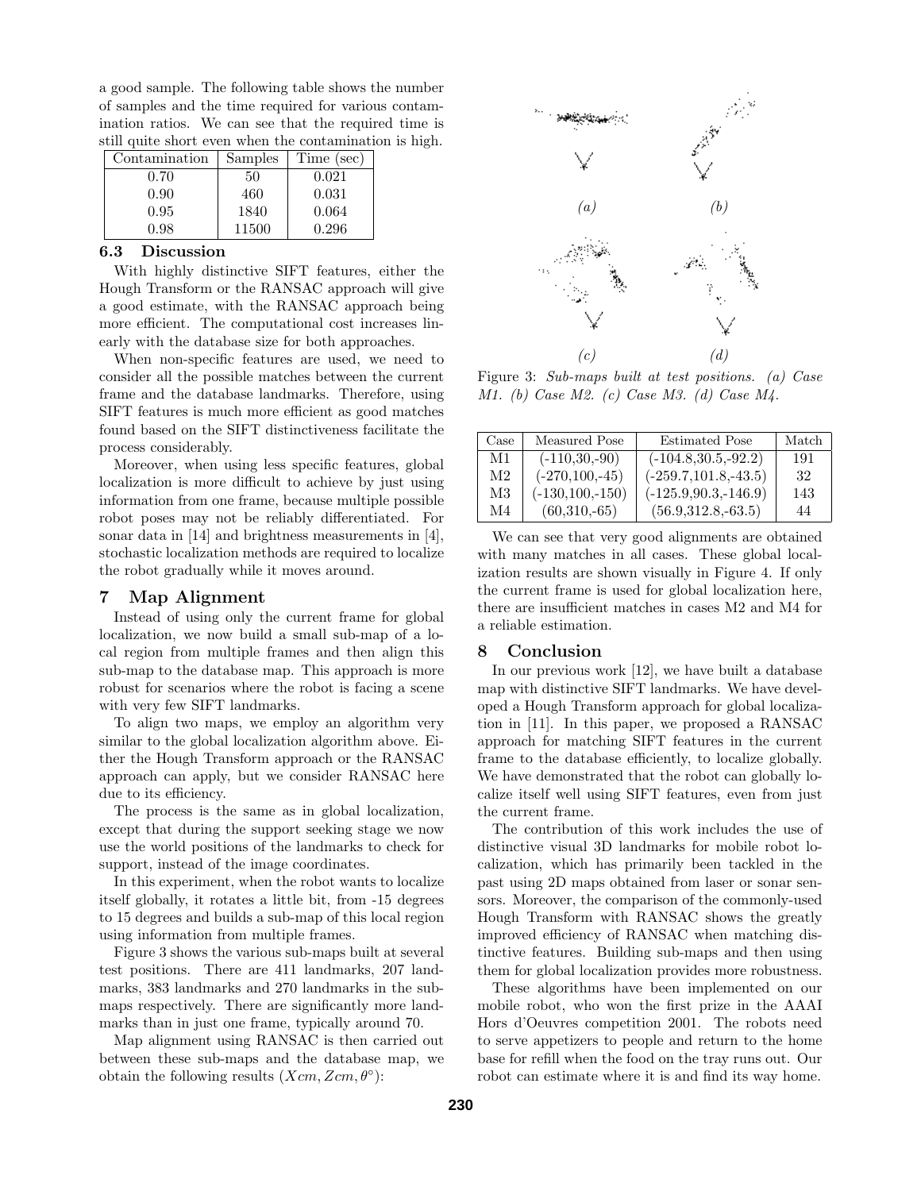a good sample. The following table shows the number of samples and the time required for various contamination ratios. We can see that the required time is still quite short even when the contamination is high.

| Contamination | Samples | Time (sec) |
|---|---|---|
| 0.70 | 50 | 0.021 |
| 0.90 | 460 | 0.031 |
| 0.95 | 1840 | 0.064 |
| 0.98 | 11500 | 0.296 |

### 6.3 Discussion

With highly distinctive SIFT features, either the Hough Transform or the RANSAC approach will give a good estimate, with the RANSAC approach being more efficient. The computational cost increases linearly with the database size for both approaches.

When non-specific features are used, we need to consider all the possible matches between the current frame and the database landmarks. Therefore, using SIFT features is much more efficient as good matches found based on the SIFT distinctiveness facilitate the process considerably.

Moreover, when using less specific features, global localization is more difficult to achieve by just using information from one frame, because multiple possible robot poses may not be reliably differentiated. For sonar data in [14] and brightness measurements in [4], stochastic localization methods are required to localize the robot gradually while it moves around.

## 7 Map Alignment

Instead of using only the current frame for global localization, we now build a small sub-map of a local region from multiple frames and then align this sub-map to the database map. This approach is more robust for scenarios where the robot is facing a scene with very few SIFT landmarks.

To align two maps, we employ an algorithm very similar to the global localization algorithm above. Either the Hough Transform approach or the RANSAC approach can apply, but we consider RANSAC here due to its efficiency.

The process is the same as in global localization, except that during the support seeking stage we now use the world positions of the landmarks to check for support, instead of the image coordinates.

In this experiment, when the robot wants to localize itself globally, it rotates a little bit, from -15 degrees to 15 degrees and builds a sub-map of this local region using information from multiple frames.

Figure 3 shows the various sub-maps built at several test positions. There are 411 landmarks, 207 landmarks, 383 landmarks and 270 landmarks in the sub-maps respectively. There are significantly more landmarks than in just one frame, typically around 70.

Map alignment using RANSAC is then carried out between these sub-maps and the database map, we obtain the following results ($Xcm, Zcm, \theta^{\circ}$):

*(a)* *(b)* *(c)* *(d)*

Figure 3: *Sub-maps built at test positions. (a) Case M1. (b) Case M2. (c) Case M3. (d) Case M4.*

| Case | Measured Pose | Estimated Pose | Match |
|---|---|---|---|
| M1 | (-110,30,-90) | (-104.8,30.5,-92.2) | 191 |
| M2 | (-270,100,-45) | (-259.7,101.8,-43.5) | 32 |
| M3 | (-130,100,-150) | (-125.9,90.3,-146.9) | 143 |
| M4 | (60,310,-65) | (56.9,312.8,-63.5) | 44 |

We can see that very good alignments are obtained with many matches in all cases. These global localization results are shown visually in Figure 4. If only the current frame is used for global localization here, there are insufficient matches in cases M2 and M4 for a reliable estimation.

## 8 Conclusion

In our previous work [12], we have built a database map with distinctive SIFT landmarks. We have developed a Hough Transform approach for global localization in [11]. In this paper, we proposed a RANSAC approach for matching SIFT features in the current frame to the database efficiently, to localize globally. We have demonstrated that the robot can globally localize itself well using SIFT features, even from just the current frame.

The contribution of this work includes the use of distinctive visual 3D landmarks for mobile robot localization, which has primarily been tackled in the past using 2D maps obtained from laser or sonar sensors. Moreover, the comparison of the commonly-used Hough Transform with RANSAC shows the greatly improved efficiency of RANSAC when matching distinctive features. Building sub-maps and then using them for global localization provides more robustness.

These algorithms have been implemented on our mobile robot, who won the first prize in the AAAI Hors d'Oeuvres competition 2001. The robots need to serve appetizers to people and return to the home base for refill when the food on the tray runs out. Our robot can estimate where it is and find its way home.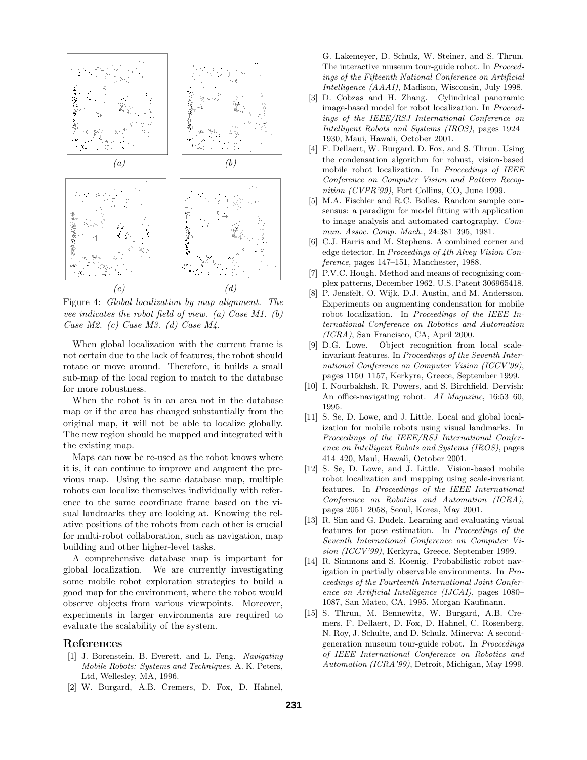(a) (b) (c) (d)

Figure 4: *Global localization by map alignment. The vee indicates the robot field of view. (a) Case M1. (b) Case M2. (c) Case M3. (d) Case M4.*

When global localization with the current frame is not certain due to the lack of features, the robot should rotate or move around. Therefore, it builds a small sub-map of the local region to match to the database for more robustness.

When the robot is in an area not in the database map or if the area has changed substantially from the original map, it will not be able to localize globally. The new region should be mapped and integrated with the existing map.

Maps can now be re-used as the robot knows where it is, it can continue to improve and augment the previous map. Using the same database map, multiple robots can localize themselves individually with reference to the same coordinate frame based on the visual landmarks they are looking at. Knowing the relative positions of the robots from each other is crucial for multi-robot collaboration, such as navigation, map building and other higher-level tasks.

A comprehensive database map is important for global localization. We are currently investigating some mobile robot exploration strategies to build a good map for the environment, where the robot would observe objects from various viewpoints. Moreover, experiments in larger environments are required to evaluate the scalability of the system.

## References

[1] J. Borenstein, B. Everett, and L. Feng. *Navigating Mobile Robots: Systems and Techniques*. A. K. Peters, Ltd, Wellesley, MA, 1996.

[2] W. Burgard, A.B. Cremers, D. Fox, D. Hahnel, G. Lakemeyer, D. Schulz, W. Steiner, and S. Thrun. The interactive museum tour-guide robot. In *Proceedings of the Fifteenth National Conference on Artificial Intelligence (AAAI)*, Madison, Wisconsin, July 1998.

[3] D. Cobzas and H. Zhang. Cylindrical panoramic image-based model for robot localization. In *Proceedings of the IEEE/RSJ International Conference on Intelligent Robots and Systems (IROS)*, pages 1924–1930, Maui, Hawaii, October 2001.

[4] F. Dellaert, W. Burgard, D. Fox, and S. Thrun. Using the condensation algorithm for robust, vision-based mobile robot localization. In *Proceedings of IEEE Conference on Computer Vision and Pattern Recognition (CVPR'99)*, Fort Collins, CO, June 1999.

[5] M.A. Fischler and R.C. Bolles. Random sample consensus: a paradigm for model fitting with application to image analysis and automated cartography. *Commun. Assoc. Comp. Mach.*, 24:381–395, 1981.

[6] C.J. Harris and M. Stephens. A combined corner and edge detector. In *Proceedings of 4th Alvey Vision Conference*, pages 147–151, Manchester, 1988.

[7] P.V.C. Hough. Method and means of recognizing complex patterns, December 1962. U.S. Patent 306965418.

[8] P. Jensfelt, O. Wijk, D.J. Austin, and M. Andersson. Experiments on augmenting condensation for mobile robot localization. In *Proceedings of the IEEE International Conference on Robotics and Automation (ICRA)*, San Francisco, CA, April 2000.

[9] D.G. Lowe. Object recognition from local scale-invariant features. In *Proceedings of the Seventh International Conference on Computer Vision (ICCV'99)*, pages 1150–1157, Kerkyra, Greece, September 1999.

[10] I. Nourbakhsh, R. Powers, and S. Birchfield. Dervish: An office-navigating robot. *AI Magazine*, 16:53–60, 1995.

[11] S. Se, D. Lowe, and J. Little. Local and global localization for mobile robots using visual landmarks. In *Proceedings of the IEEE/RSJ International Conference on Intelligent Robots and Systems (IROS)*, pages 414–420, Maui, Hawaii, October 2001.

[12] S. Se, D. Lowe, and J. Little. Vision-based mobile robot localization and mapping using scale-invariant features. In *Proceedings of the IEEE International Conference on Robotics and Automation (ICRA)*, pages 2051–2058, Seoul, Korea, May 2001.

[13] R. Sim and G. Dudek. Learning and evaluating visual features for pose estimation. In *Proceedings of the Seventh International Conference on Computer Vision (ICCV'99)*, Kerkyra, Greece, September 1999.

[14] R. Simmons and S. Koenig. Probabilistic robot navigation in partially observable environments. In *Proceedings of the Fourteenth International Joint Conference on Artificial Intelligence (IJCAI)*, pages 1080–1087, San Mateo, CA, 1995. Morgan Kaufmann.

[15] S. Thrun, M. Bennewitz, W. Burgard, A.B. Cremers, F. Dellaert, D. Fox, D. Hahnel, C. Rosenberg, N. Roy, J. Schulte, and D. Schulz. Minerva: A second-generation museum tour-guide robot. In *Proceedings of IEEE International Conference on Robotics and Automation (ICRA'99)*, Detroit, Michigan, May 1999.